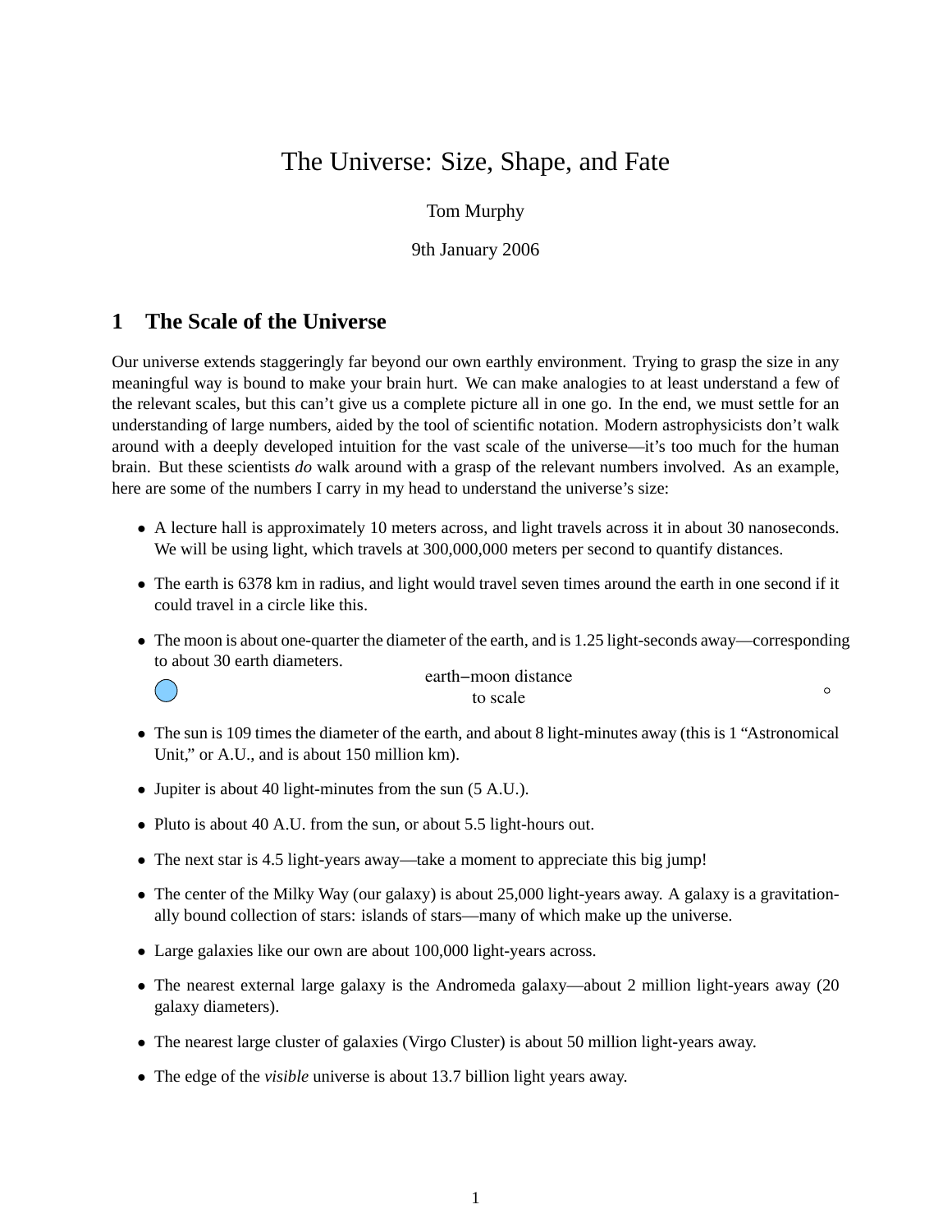# The Universe: Size, Shape, and Fate

Tom Murphy

9th January 2006

## 1 The Scale of the Universe

Our universe extends staggeringly far beyond our own earthly environment. Trying to grasp the size in any meaningful way is bound to make your brain hurt. We can make analogies to at least understand a few of the relevant scales, but this can't give us a complete picture all in one go. In the end, we must settle for an understanding of large numbers, aided by the tool of scientific notation. Modern astrophysicists don't walk around with a deeply developed intuition for the vast scale of the universe—it's too much for the human brain. But these scientists *do* walk around with a grasp of the relevant numbers involved. As an example, here are some of the numbers I carry in my head to understand the universe's size:

- A lecture hall is approximately 10 meters across, and light travels across it in about 30 nanoseconds. We will be using light, which travels at 300,000,000 meters per second to quantify distances.
- The earth is 6378 km in radius, and light would travel seven times around the earth in one second if it could travel in a circle like this.
- The moon is about one-quarter the diameter of the earth, and is 1.25 light-seconds away—corresponding to about 30 earth diameters.

  earth–moon distance to scale

- The sun is 109 times the diameter of the earth, and about 8 light-minutes away (this is 1 "Astronomical Unit," or A.U., and is about 150 million km).
- Jupiter is about 40 light-minutes from the sun (5 A.U.).
- Pluto is about 40 A.U. from the sun, or about 5.5 light-hours out.
- The next star is 4.5 light-years away—take a moment to appreciate this big jump!
- The center of the Milky Way (our galaxy) is about 25,000 light-years away. A galaxy is a gravitationally bound collection of stars: islands of stars—many of which make up the universe.
- Large galaxies like our own are about 100,000 light-years across.
- The nearest external large galaxy is the Andromeda galaxy—about 2 million light-years away (20 galaxy diameters).
- The nearest large cluster of galaxies (Virgo Cluster) is about 50 million light-years away.
- The edge of the *visible* universe is about 13.7 billion light years away.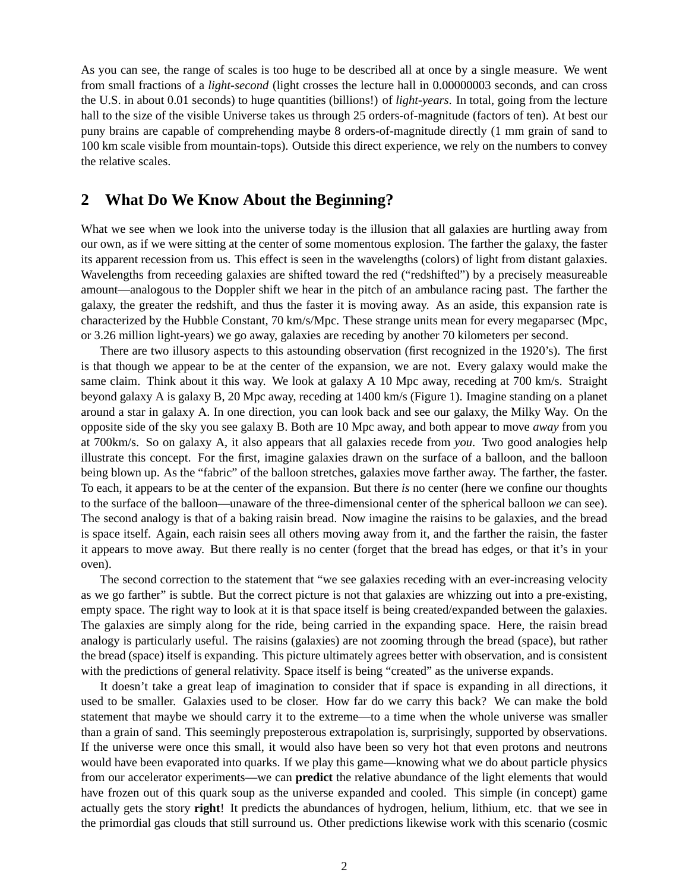As you can see, the range of scales is too huge to be described all at once by a single measure. We went from small fractions of a *light-second* (light crosses the lecture hall in 0.00000003 seconds, and can cross the U.S. in about 0.01 seconds) to huge quantities (billions!) of *light-years*. In total, going from the lecture hall to the size of the visible Universe takes us through 25 orders-of-magnitude (factors of ten). At best our puny brains are capable of comprehending maybe 8 orders-of-magnitude directly (1 mm grain of sand to 100 km scale visible from mountain-tops). Outside this direct experience, we rely on the numbers to convey the relative scales.

## 2 What Do We Know About the Beginning?

What we see when we look into the universe today is the illusion that all galaxies are hurtling away from our own, as if we were sitting at the center of some momentous explosion. The farther the galaxy, the faster its apparent recession from us. This effect is seen in the wavelengths (colors) of light from distant galaxies. Wavelengths from receeding galaxies are shifted toward the red ("redshifted") by a precisely measureable amount—analogous to the Doppler shift we hear in the pitch of an ambulance racing past. The farther the galaxy, the greater the redshift, and thus the faster it is moving away. As an aside, this expansion rate is characterized by the Hubble Constant, 70 km/s/Mpc. These strange units mean for every megaparsec (Mpc, or 3.26 million light-years) we go away, galaxies are receding by another 70 kilometers per second.

There are two illusory aspects to this astounding observation (first recognized in the 1920's). The first is that though we appear to be at the center of the expansion, we are not. Every galaxy would make the same claim. Think about it this way. We look at galaxy A 10 Mpc away, receding at 700 km/s. Straight beyond galaxy A is galaxy B, 20 Mpc away, receding at 1400 km/s (Figure 1). Imagine standing on a planet around a star in galaxy A. In one direction, you can look back and see our galaxy, the Milky Way. On the opposite side of the sky you see galaxy B. Both are 10 Mpc away, and both appear to move *away* from you at 700km/s. So on galaxy A, it also appears that all galaxies recede from *you*. Two good analogies help illustrate this concept. For the first, imagine galaxies drawn on the surface of a balloon, and the balloon being blown up. As the "fabric" of the balloon stretches, galaxies move farther away. The farther, the faster. To each, it appears to be at the center of the expansion. But there *is* no center (here we confine our thoughts to the surface of the balloon—unaware of the three-dimensional center of the spherical balloon *we* can see). The second analogy is that of a baking raisin bread. Now imagine the raisins to be galaxies, and the bread is space itself. Again, each raisin sees all others moving away from it, and the farther the raisin, the faster it appears to move away. But there really is no center (forget that the bread has edges, or that it's in your oven).

The second correction to the statement that "we see galaxies receding with an ever-increasing velocity as we go farther" is subtle. But the correct picture is not that galaxies are whizzing out into a pre-existing, empty space. The right way to look at it is that space itself is being created/expanded between the galaxies. The galaxies are simply along for the ride, being carried in the expanding space. Here, the raisin bread analogy is particularly useful. The raisins (galaxies) are not zooming through the bread (space), but rather the bread (space) itself is expanding. This picture ultimately agrees better with observation, and is consistent with the predictions of general relativity. Space itself is being "created" as the universe expands.

It doesn't take a great leap of imagination to consider that if space is expanding in all directions, it used to be smaller. Galaxies used to be closer. How far do we carry this back? We can make the bold statement that maybe we should carry it to the extreme—to a time when the whole universe was smaller than a grain of sand. This seemingly preposterous extrapolation is, surprisingly, supported by observations. If the universe were once this small, it would also have been so very hot that even protons and neutrons would have been evaporated into quarks. If we play this game—knowing what we do about particle physics from our accelerator experiments—we can **predict** the relative abundance of the light elements that would have frozen out of this quark soup as the universe expanded and cooled. This simple (in concept) game actually gets the story **right**! It predicts the abundances of hydrogen, helium, lithium, etc. that we see in the primordial gas clouds that still surround us. Other predictions likewise work with this scenario (cosmic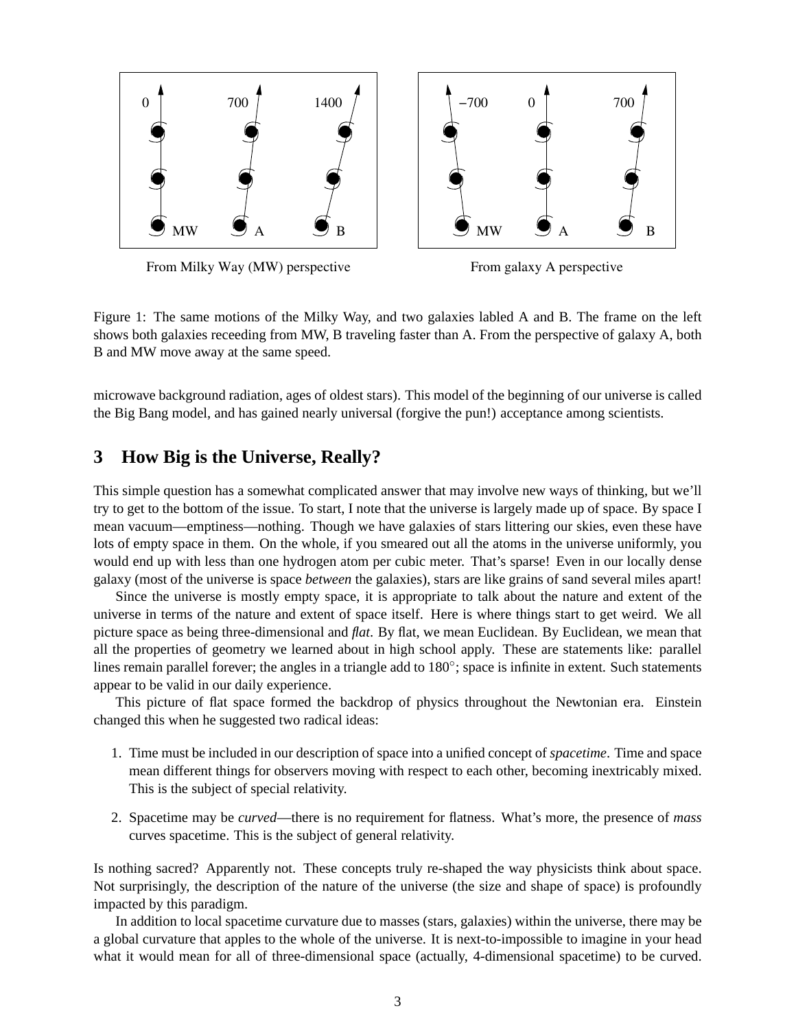From Milky Way (MW) perspective

From galaxy A perspective

Figure 1: The same motions of the Milky Way, and two galaxies labled A and B. The frame on the left shows both galaxies receeding from MW, B traveling faster than A. From the perspective of galaxy A, both B and MW move away at the same speed.

microwave background radiation, ages of oldest stars). This model of the beginning of our universe is called the Big Bang model, and has gained nearly universal (forgive the pun!) acceptance among scientists.

## 3 How Big is the Universe, Really?

This simple question has a somewhat complicated answer that may involve new ways of thinking, but we'll try to get to the bottom of the issue. To start, I note that the universe is largely made up of space. By space I mean vacuum—emptiness—nothing. Though we have galaxies of stars littering our skies, even these have lots of empty space in them. On the whole, if you smeared out all the atoms in the universe uniformly, you would end up with less than one hydrogen atom per cubic meter. That's sparse! Even in our locally dense galaxy (most of the universe is space *between* the galaxies), stars are like grains of sand several miles apart!

Since the universe is mostly empty space, it is appropriate to talk about the nature and extent of the universe in terms of the nature and extent of space itself. Here is where things start to get weird. We all picture space as being three-dimensional and *flat*. By flat, we mean Euclidean. By Euclidean, we mean that all the properties of geometry we learned about in high school apply. These are statements like: parallel lines remain parallel forever; the angles in a triangle add to 180°; space is infinite in extent. Such statements appear to be valid in our daily experience.

This picture of flat space formed the backdrop of physics throughout the Newtonian era. Einstein changed this when he suggested two radical ideas:

1. Time must be included in our description of space into a unified concept of *spacetime*. Time and space mean different things for observers moving with respect to each other, becoming inextricably mixed. This is the subject of special relativity.

2. Spacetime may be *curved*—there is no requirement for flatness. What's more, the presence of *mass* curves spacetime. This is the subject of general relativity.

Is nothing sacred? Apparently not. These concepts truly re-shaped the way physicists think about space. Not surprisingly, the description of the nature of the universe (the size and shape of space) is profoundly impacted by this paradigm.

In addition to local spacetime curvature due to masses (stars, galaxies) within the universe, there may be a global curvature that apples to the whole of the universe. It is next-to-impossible to imagine in your head what it would mean for all of three-dimensional space (actually, 4-dimensional spacetime) to be curved.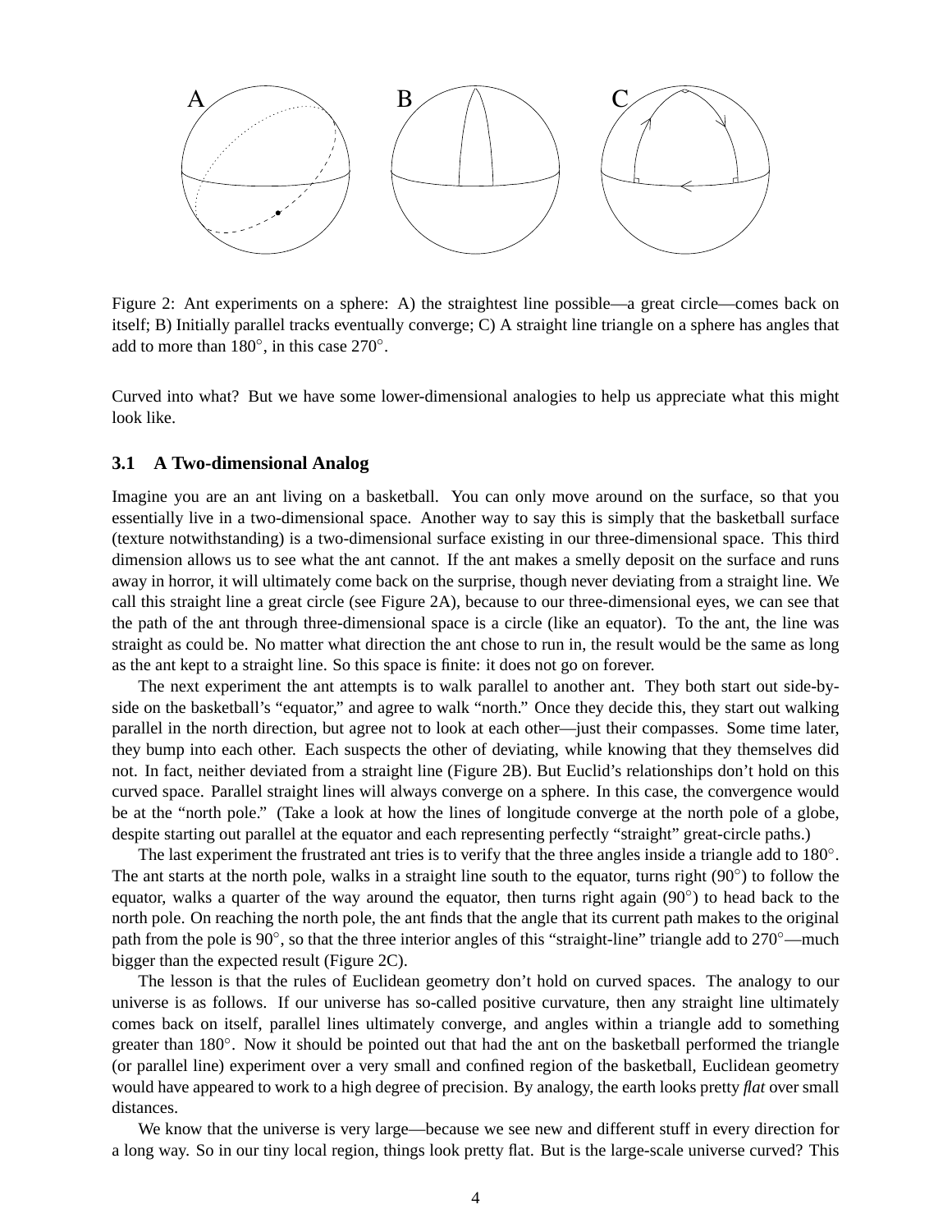Figure 2: Ant experiments on a sphere: A) the straightest line possible—a great circle—comes back on itself; B) Initially parallel tracks eventually converge; C) A straight line triangle on a sphere has angles that add to more than 180°, in this case 270°.

Curved into what? But we have some lower-dimensional analogies to help us appreciate what this might look like.

### 3.1 A Two-dimensional Analog

Imagine you are an ant living on a basketball. You can only move around on the surface, so that you essentially live in a two-dimensional space. Another way to say this is simply that the basketball surface (texture notwithstanding) is a two-dimensional surface existing in our three-dimensional space. This third dimension allows us to see what the ant cannot. If the ant makes a smelly deposit on the surface and runs away in horror, it will ultimately come back on the surprise, though never deviating from a straight line. We call this straight line a great circle (see Figure 2A), because to our three-dimensional eyes, we can see that the path of the ant through three-dimensional space is a circle (like an equator). To the ant, the line was straight as could be. No matter what direction the ant chose to run in, the result would be the same as long as the ant kept to a straight line. So this space is finite: it does not go on forever.

The next experiment the ant attempts is to walk parallel to another ant. They both start out side-by-side on the basketball's "equator," and agree to walk "north." Once they decide this, they start out walking parallel in the north direction, but agree not to look at each other—just their compasses. Some time later, they bump into each other. Each suspects the other of deviating, while knowing that they themselves did not. In fact, neither deviated from a straight line (Figure 2B). But Euclid's relationships don't hold on this curved space. Parallel straight lines will always converge on a sphere. In this case, the convergence would be at the "north pole." (Take a look at how the lines of longitude converge at the north pole of a globe, despite starting out parallel at the equator and each representing perfectly "straight" great-circle paths.)

The last experiment the frustrated ant tries is to verify that the three angles inside a triangle add to 180°. The ant starts at the north pole, walks in a straight line south to the equator, turns right (90°) to follow the equator, walks a quarter of the way around the equator, then turns right again (90°) to head back to the north pole. On reaching the north pole, the ant finds that the angle that its current path makes to the original path from the pole is 90°, so that the three interior angles of this "straight-line" triangle add to 270°—much bigger than the expected result (Figure 2C).

The lesson is that the rules of Euclidean geometry don't hold on curved spaces. The analogy to our universe is as follows. If our universe has so-called positive curvature, then any straight line ultimately comes back on itself, parallel lines ultimately converge, and angles within a triangle add to something greater than 180°. Now it should be pointed out that had the ant on the basketball performed the triangle (or parallel line) experiment over a very small and confined region of the basketball, Euclidean geometry would have appeared to work to a high degree of precision. By analogy, the earth looks pretty *flat* over small distances.

We know that the universe is very large—because we see new and different stuff in every direction for a long way. So in our tiny local region, things look pretty flat. But is the large-scale universe curved? This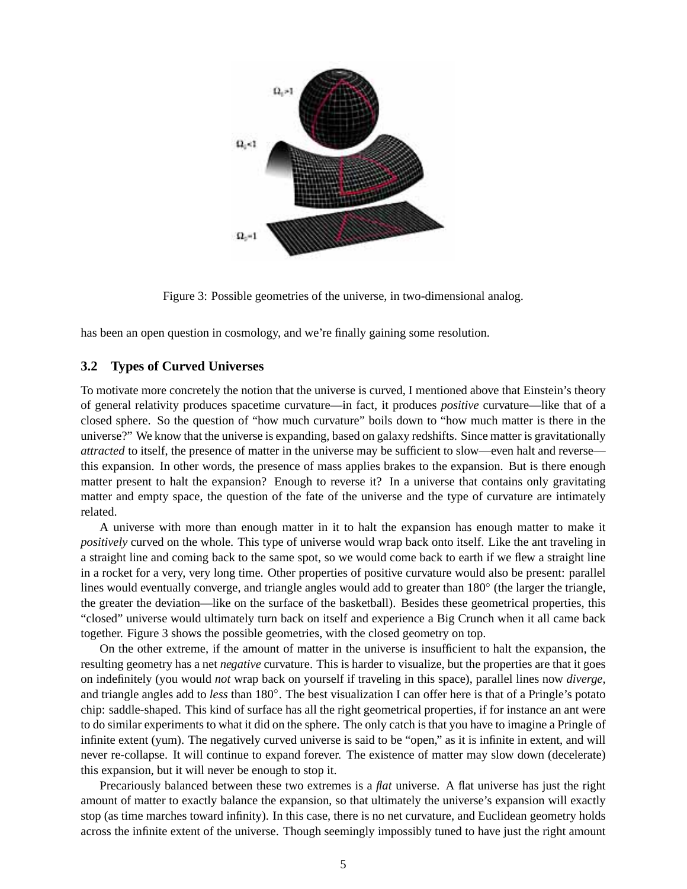Figure 3: Possible geometries of the universe, in two-dimensional analog.

has been an open question in cosmology, and we're finally gaining some resolution.

### 3.2 Types of Curved Universes

To motivate more concretely the notion that the universe is curved, I mentioned above that Einstein's theory of general relativity produces spacetime curvature—in fact, it produces *positive* curvature—like that of a closed sphere. So the question of "how much curvature" boils down to "how much matter is there in the universe?" We know that the universe is expanding, based on galaxy redshifts. Since matter is gravitationally *attracted* to itself, the presence of matter in the universe may be sufficient to slow—even halt and reverse—this expansion. In other words, the presence of mass applies brakes to the expansion. But is there enough matter present to halt the expansion? Enough to reverse it? In a universe that contains only gravitating matter and empty space, the question of the fate of the universe and the type of curvature are intimately related.

A universe with more than enough matter in it to halt the expansion has enough matter to make it *positively* curved on the whole. This type of universe would wrap back onto itself. Like the ant traveling in a straight line and coming back to the same spot, so we would come back to earth if we flew a straight line in a rocket for a very, very long time. Other properties of positive curvature would also be present: parallel lines would eventually converge, and triangle angles would add to greater than $180^\circ$ (the larger the triangle, the greater the deviation—like on the surface of the basketball). Besides these geometrical properties, this "closed" universe would ultimately turn back on itself and experience a Big Crunch when it all came back together. Figure 3 shows the possible geometries, with the closed geometry on top.

On the other extreme, if the amount of matter in the universe is insufficient to halt the expansion, the resulting geometry has a net *negative* curvature. This is harder to visualize, but the properties are that it goes on indefinitely (you would *not* wrap back on yourself if traveling in this space), parallel lines now *diverge*, and triangle angles add to *less* than $180^\circ$. The best visualization I can offer here is that of a Pringle's potato chip: saddle-shaped. This kind of surface has all the right geometrical properties, if for instance an ant were to do similar experiments to what it did on the sphere. The only catch is that you have to imagine a Pringle of infinite extent (yum). The negatively curved universe is said to be "open," as it is infinite in extent, and will never re-collapse. It will continue to expand forever. The existence of matter may slow down (decelerate) this expansion, but it will never be enough to stop it.

Precariously balanced between these two extremes is a *flat* universe. A flat universe has just the right amount of matter to exactly balance the expansion, so that ultimately the universe's expansion will exactly stop (as time marches toward infinity). In this case, there is no net curvature, and Euclidean geometry holds across the infinite extent of the universe. Though seemingly impossibly tuned to have just the right amount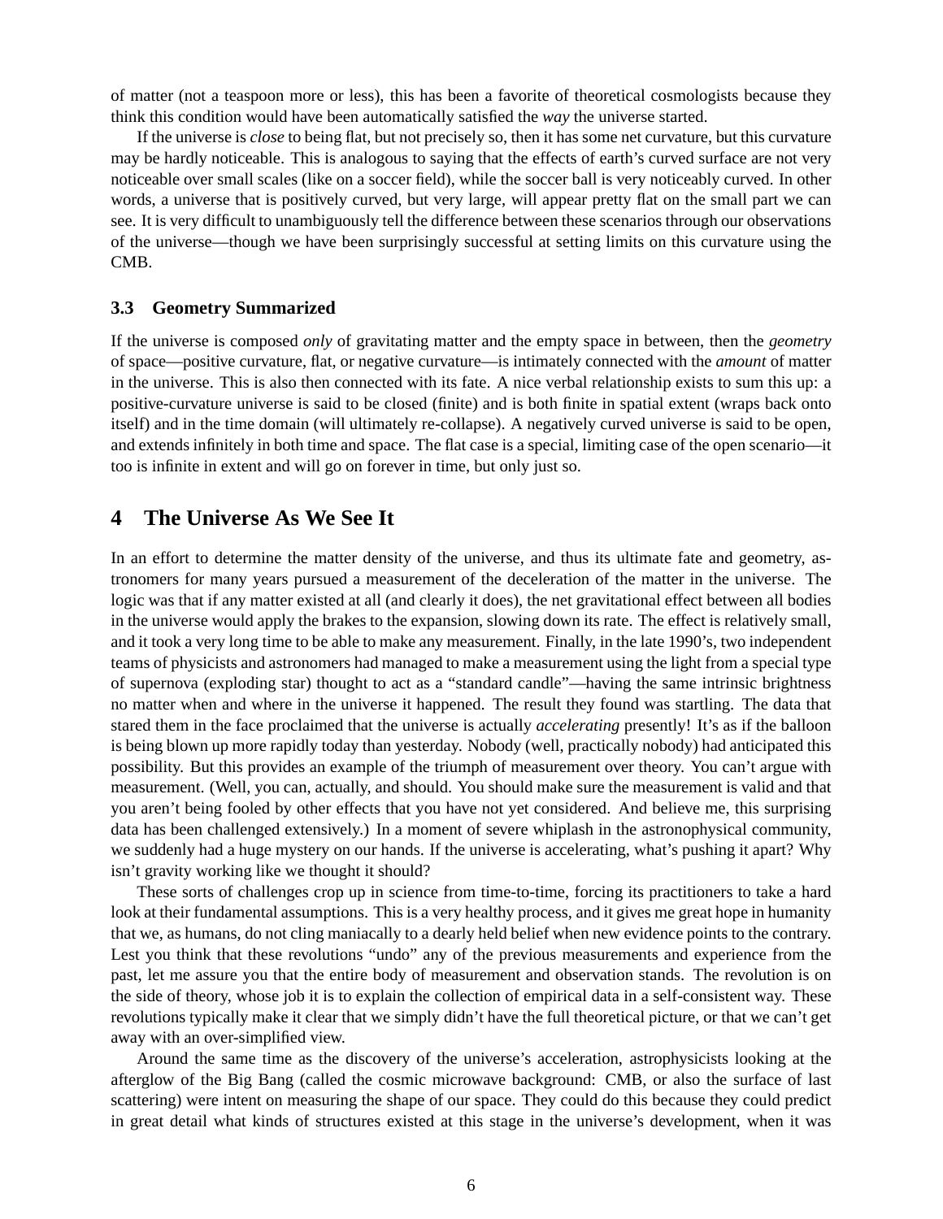of matter (not a teaspoon more or less), this has been a favorite of theoretical cosmologists because they think this condition would have been automatically satisfied the *way* the universe started.

If the universe is *close* to being flat, but not precisely so, then it has some net curvature, but this curvature may be hardly noticeable. This is analogous to saying that the effects of earth's curved surface are not very noticeable over small scales (like on a soccer field), while the soccer ball is very noticeably curved. In other words, a universe that is positively curved, but very large, will appear pretty flat on the small part we can see. It is very difficult to unambiguously tell the difference between these scenarios through our observations of the universe—though we have been surprisingly successful at setting limits on this curvature using the CMB.

### 3.3 Geometry Summarized

If the universe is composed *only* of gravitating matter and the empty space in between, then the *geometry* of space—positive curvature, flat, or negative curvature—is intimately connected with the *amount* of matter in the universe. This is also then connected with its fate. A nice verbal relationship exists to sum this up: a positive-curvature universe is said to be closed (finite) and is both finite in spatial extent (wraps back onto itself) and in the time domain (will ultimately re-collapse). A negatively curved universe is said to be open, and extends infinitely in both time and space. The flat case is a special, limiting case of the open scenario—it too is infinite in extent and will go on forever in time, but only just so.

## 4 The Universe As We See It

In an effort to determine the matter density of the universe, and thus its ultimate fate and geometry, astronomers for many years pursued a measurement of the deceleration of the matter in the universe. The logic was that if any matter existed at all (and clearly it does), the net gravitational effect between all bodies in the universe would apply the brakes to the expansion, slowing down its rate. The effect is relatively small, and it took a very long time to be able to make any measurement. Finally, in the late 1990's, two independent teams of physicists and astronomers had managed to make a measurement using the light from a special type of supernova (exploding star) thought to act as a "standard candle"—having the same intrinsic brightness no matter when and where in the universe it happened. The result they found was startling. The data that stared them in the face proclaimed that the universe is actually *accelerating* presently! It's as if the balloon is being blown up more rapidly today than yesterday. Nobody (well, practically nobody) had anticipated this possibility. But this provides an example of the triumph of measurement over theory. You can't argue with measurement. (Well, you can, actually, and should. You should make sure the measurement is valid and that you aren't being fooled by other effects that you have not yet considered. And believe me, this surprising data has been challenged extensively.) In a moment of severe whiplash in the astrophysical community, we suddenly had a huge mystery on our hands. If the universe is accelerating, what's pushing it apart? Why isn't gravity working like we thought it should?

These sorts of challenges crop up in science from time-to-time, forcing its practitioners to take a hard look at their fundamental assumptions. This is a very healthy process, and it gives me great hope in humanity that we, as humans, do not cling maniacally to a dearly held belief when new evidence points to the contrary. Lest you think that these revolutions "undo" any of the previous measurements and experience from the past, let me assure you that the entire body of measurement and observation stands. The revolution is on the side of theory, whose job it is to explain the collection of empirical data in a self-consistent way. These revolutions typically make it clear that we simply didn't have the full theoretical picture, or that we can't get away with an over-simplified view.

Around the same time as the discovery of the universe's acceleration, astrophysicists looking at the afterglow of the Big Bang (called the cosmic microwave background: CMB, or also the surface of last scattering) were intent on measuring the shape of our space. They could do this because they could predict in great detail what kinds of structures existed at this stage in the universe's development, when it was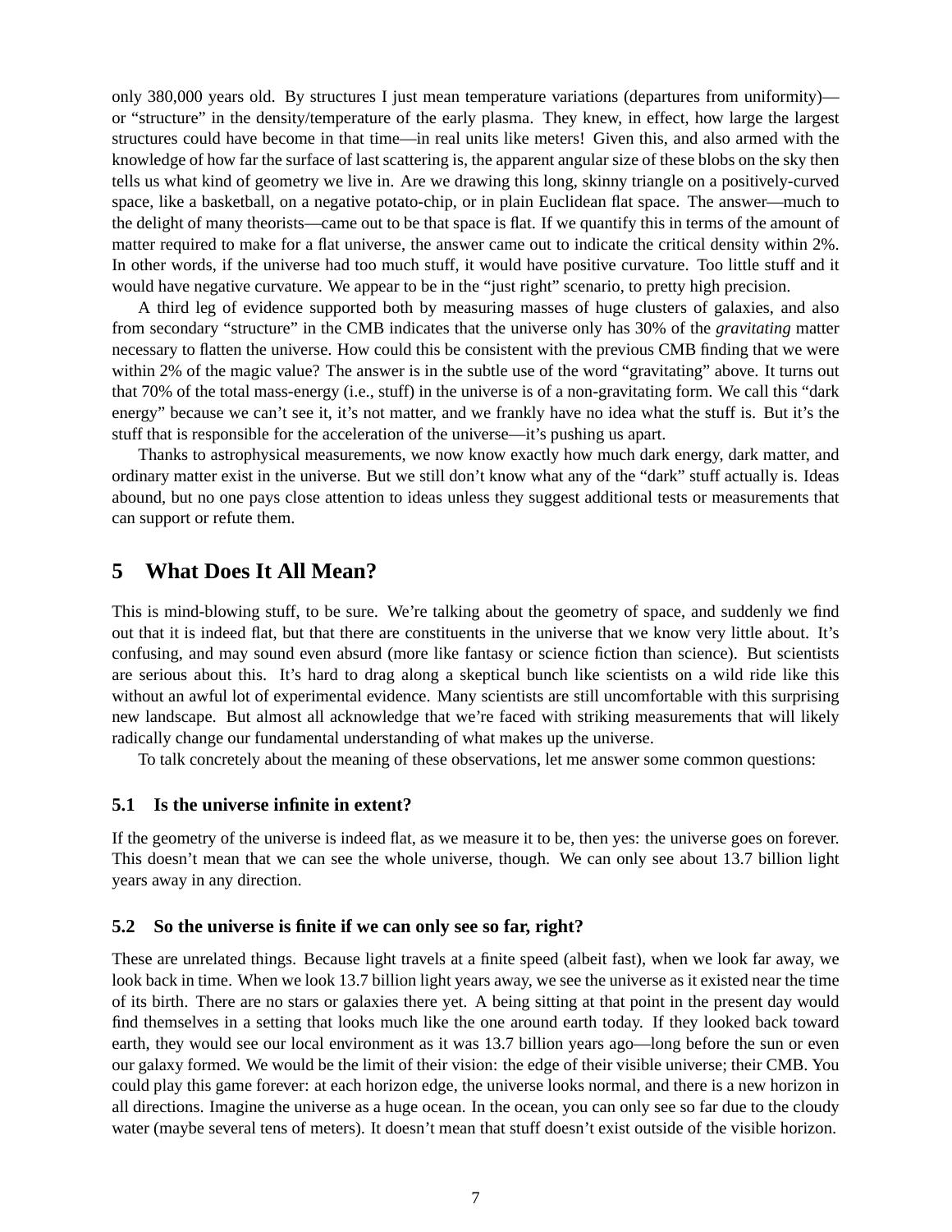only 380,000 years old. By structures I just mean temperature variations (departures from uniformity)—or "structure" in the density/temperature of the early plasma. They knew, in effect, how large the largest structures could have become in that time—in real units like meters! Given this, and also armed with the knowledge of how far the surface of last scattering is, the apparent angular size of these blobs on the sky then tells us what kind of geometry we live in. Are we drawing this long, skinny triangle on a positively-curved space, like a basketball, on a negative potato-chip, or in plain Euclidean flat space. The answer—much to the delight of many theorists—came out to be that space is flat. If we quantify this in terms of the amount of matter required to make for a flat universe, the answer came out to indicate the critical density within 2%. In other words, if the universe had too much stuff, it would have positive curvature. Too little stuff and it would have negative curvature. We appear to be in the "just right" scenario, to pretty high precision.

A third leg of evidence supported both by measuring masses of huge clusters of galaxies, and also from secondary "structure" in the CMB indicates that the universe only has 30% of the *gravitating* matter necessary to flatten the universe. How could this be consistent with the previous CMB finding that we were within 2% of the magic value? The answer is in the subtle use of the word "gravitating" above. It turns out that 70% of the total mass-energy (i.e., stuff) in the universe is of a non-gravitating form. We call this "dark energy" because we can't see it, it's not matter, and we frankly have no idea what the stuff is. But it's the stuff that is responsible for the acceleration of the universe—it's pushing us apart.

Thanks to astrophysical measurements, we now know exactly how much dark energy, dark matter, and ordinary matter exist in the universe. But we still don't know what any of the "dark" stuff actually is. Ideas abound, but no one pays close attention to ideas unless they suggest additional tests or measurements that can support or refute them.

## 5 What Does It All Mean?

This is mind-blowing stuff, to be sure. We're talking about the geometry of space, and suddenly we find out that it is indeed flat, but that there are constituents in the universe that we know very little about. It's confusing, and may sound even absurd (more like fantasy or science fiction than science). But scientists are serious about this. It's hard to drag along a skeptical bunch like scientists on a wild ride like this without an awful lot of experimental evidence. Many scientists are still uncomfortable with this surprising new landscape. But almost all acknowledge that we're faced with striking measurements that will likely radically change our fundamental understanding of what makes up the universe.

To talk concretely about the meaning of these observations, let me answer some common questions:

### 5.1 Is the universe infinite in extent?

If the geometry of the universe is indeed flat, as we measure it to be, then yes: the universe goes on forever. This doesn't mean that we can see the whole universe, though. We can only see about 13.7 billion light years away in any direction.

### 5.2 So the universe is finite if we can only see so far, right?

These are unrelated things. Because light travels at a finite speed (albeit fast), when we look far away, we look back in time. When we look 13.7 billion light years away, we see the universe as it existed near the time of its birth. There are no stars or galaxies there yet. A being sitting at that point in the present day would find themselves in a setting that looks much like the one around earth today. If they looked back toward earth, they would see our local environment as it was 13.7 billion years ago—long before the sun or even our galaxy formed. We would be the limit of their vision: the edge of their visible universe; their CMB. You could play this game forever: at each horizon edge, the universe looks normal, and there is a new horizon in all directions. Imagine the universe as a huge ocean. In the ocean, you can only see so far due to the cloudy water (maybe several tens of meters). It doesn't mean that stuff doesn't exist outside of the visible horizon.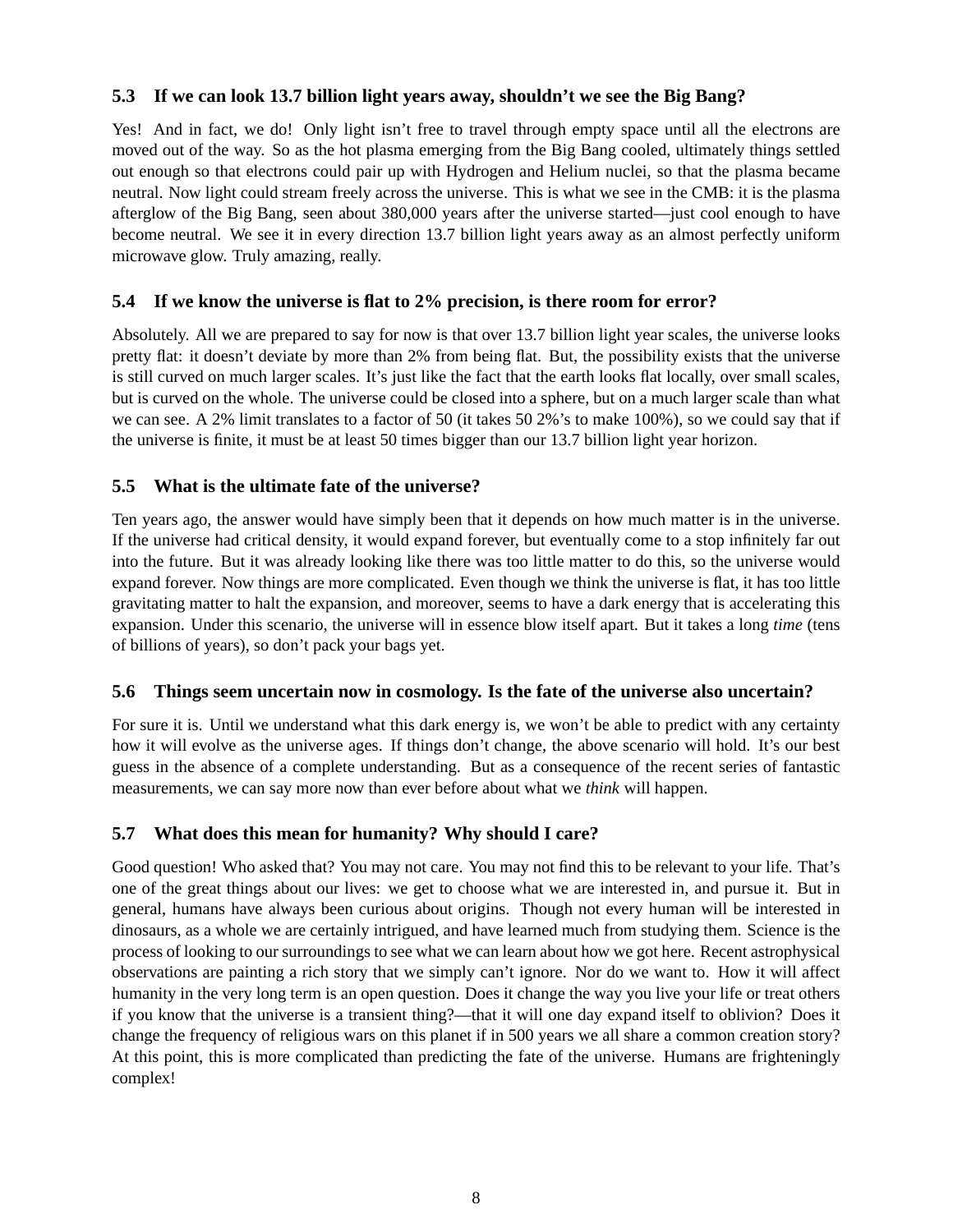### 5.3 If we can look 13.7 billion light years away, shouldn't we see the Big Bang?

Yes! And in fact, we do! Only light isn't free to travel through empty space until all the electrons are moved out of the way. So as the hot plasma emerging from the Big Bang cooled, ultimately things settled out enough so that electrons could pair up with Hydrogen and Helium nuclei, so that the plasma became neutral. Now light could stream freely across the universe. This is what we see in the CMB: it is the plasma afterglow of the Big Bang, seen about 380,000 years after the universe started—just cool enough to have become neutral. We see it in every direction 13.7 billion light years away as an almost perfectly uniform microwave glow. Truly amazing, really.

### 5.4 If we know the universe is flat to 2% precision, is there room for error?

Absolutely. All we are prepared to say for now is that over 13.7 billion light year scales, the universe looks pretty flat: it doesn't deviate by more than 2% from being flat. But, the possibility exists that the universe is still curved on much larger scales. It's just like the fact that the earth looks flat locally, over small scales, but is curved on the whole. The universe could be closed into a sphere, but on a much larger scale than what we can see. A 2% limit translates to a factor of 50 (it takes 50 2%'s to make 100%), so we could say that if the universe is finite, it must be at least 50 times bigger than our 13.7 billion light year horizon.

### 5.5 What is the ultimate fate of the universe?

Ten years ago, the answer would have simply been that it depends on how much matter is in the universe. If the universe had critical density, it would expand forever, but eventually come to a stop infinitely far out into the future. But it was already looking like there was too little matter to do this, so the universe would expand forever. Now things are more complicated. Even though we think the universe is flat, it has too little gravitating matter to halt the expansion, and moreover, seems to have a dark energy that is accelerating this expansion. Under this scenario, the universe will in essence blow itself apart. But it takes a long *time* (tens of billions of years), so don't pack your bags yet.

### 5.6 Things seem uncertain now in cosmology. Is the fate of the universe also uncertain?

For sure it is. Until we understand what this dark energy is, we won't be able to predict with any certainty how it will evolve as the universe ages. If things don't change, the above scenario will hold. It's our best guess in the absence of a complete understanding. But as a consequence of the recent series of fantastic measurements, we can say more now than ever before about what we *think* will happen.

### 5.7 What does this mean for humanity? Why should I care?

Good question! Who asked that? You may not care. You may not find this to be relevant to your life. That's one of the great things about our lives: we get to choose what we are interested in, and pursue it. But in general, humans have always been curious about origins. Though not every human will be interested in dinosaurs, as a whole we are certainly intrigued, and have learned much from studying them. Science is the process of looking to our surroundings to see what we can learn about how we got here. Recent astrophysical observations are painting a rich story that we simply can't ignore. Nor do we want to. How it will affect humanity in the very long term is an open question. Does it change the way you live your life or treat others if you know that the universe is a transient thing?—that it will one day expand itself to oblivion? Does it change the frequency of religious wars on this planet if in 500 years we all share a common creation story? At this point, this is more complicated than predicting the fate of the universe. Humans are frighteningly complex!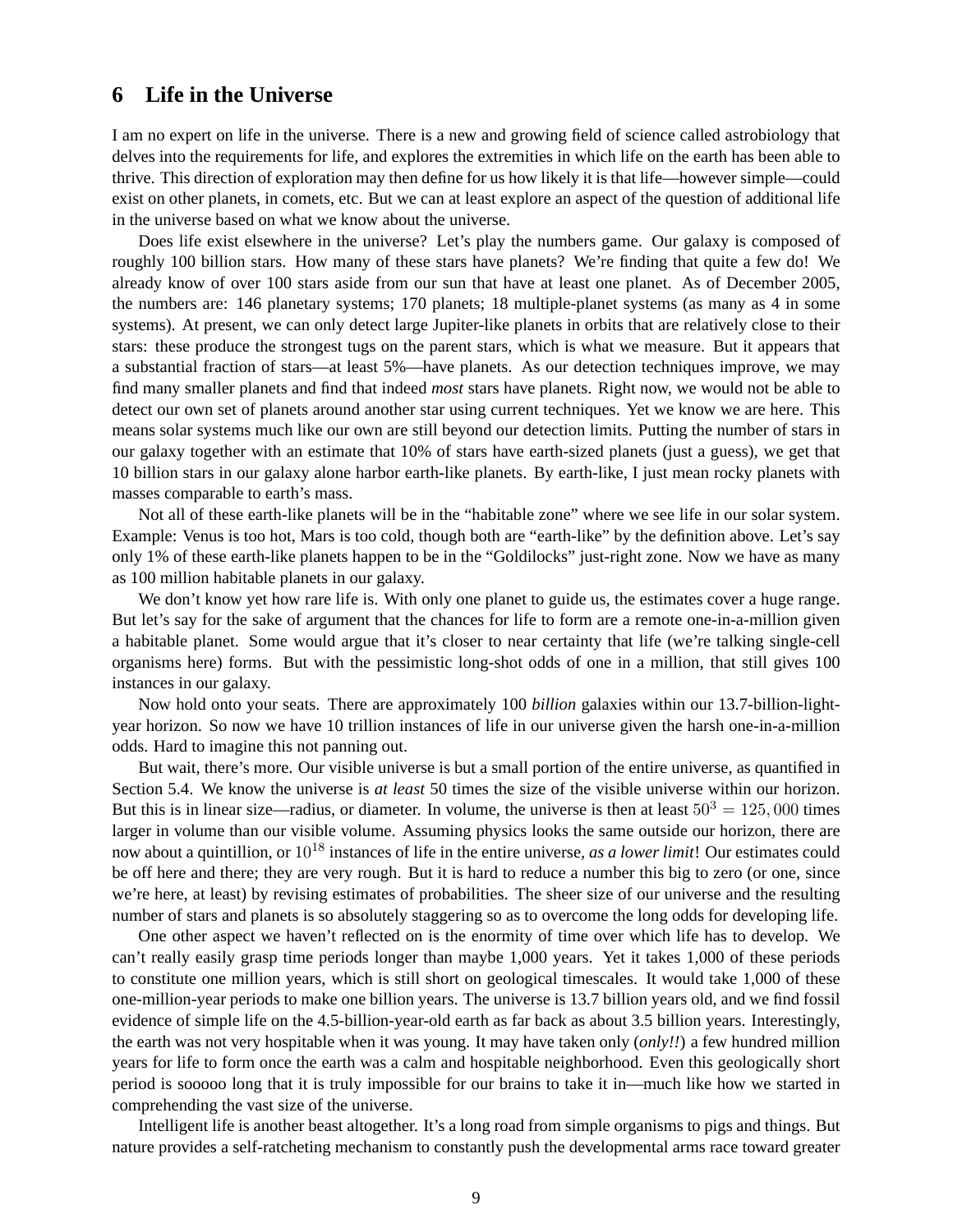## 6 Life in the Universe

I am no expert on life in the universe. There is a new and growing field of science called astrobiology that delves into the requirements for life, and explores the extremities in which life on the earth has been able to thrive. This direction of exploration may then define for us how likely it is that life—however simple—could exist on other planets, in comets, etc. But we can at least explore an aspect of the question of additional life in the universe based on what we know about the universe.

Does life exist elsewhere in the universe? Let's play the numbers game. Our galaxy is composed of roughly 100 billion stars. How many of these stars have planets? We're finding that quite a few do! We already know of over 100 stars aside from our sun that have at least one planet. As of December 2005, the numbers are: 146 planetary systems; 170 planets; 18 multiple-planet systems (as many as 4 in some systems). At present, we can only detect large Jupiter-like planets in orbits that are relatively close to their stars: these produce the strongest tugs on the parent stars, which is what we measure. But it appears that a substantial fraction of stars—at least 5%—have planets. As our detection techniques improve, we may find many smaller planets and find that indeed *most* stars have planets. Right now, we would not be able to detect our own set of planets around another star using current techniques. Yet we know we are here. This means solar systems much like our own are still beyond our detection limits. Putting the number of stars in our galaxy together with an estimate that 10% of stars have earth-sized planets (just a guess), we get that 10 billion stars in our galaxy alone harbor earth-like planets. By earth-like, I just mean rocky planets with masses comparable to earth's mass.

Not all of these earth-like planets will be in the "habitable zone" where we see life in our solar system. Example: Venus is too hot, Mars is too cold, though both are "earth-like" by the definition above. Let's say only 1% of these earth-like planets happen to be in the "Goldilocks" just-right zone. Now we have as many as 100 million habitable planets in our galaxy.

We don't know yet how rare life is. With only one planet to guide us, the estimates cover a huge range. But let's say for the sake of argument that the chances for life to form are a remote one-in-a-million given a habitable planet. Some would argue that it's closer to near certainty that life (we're talking single-cell organisms here) forms. But with the pessimistic long-shot odds of one in a million, that still gives 100 instances in our galaxy.

Now hold onto your seats. There are approximately 100 *billion* galaxies within our 13.7-billion-light-year horizon. So now we have 10 trillion instances of life in our universe given the harsh one-in-a-million odds. Hard to imagine this not panning out.

But wait, there's more. Our visible universe is but a small portion of the entire universe, as quantified in Section 5.4. We know the universe is *at least* 50 times the size of the visible universe within our horizon. But this is in linear size—radius, or diameter. In volume, the universe is then at least $50^3 = 125,000$ times larger in volume than our visible volume. Assuming physics looks the same outside our horizon, there are now about a quintillion, or $10^{18}$ instances of life in the entire universe, *as a lower limit*! Our estimates could be off here and there; they are very rough. But it is hard to reduce a number this big to zero (or one, since we're here, at least) by revising estimates of probabilities. The sheer size of our universe and the resulting number of stars and planets is so absolutely staggering so as to overcome the long odds for developing life.

One other aspect we haven't reflected on is the enormity of time over which life has to develop. We can't really easily grasp time periods longer than maybe 1,000 years. Yet it takes 1,000 of these periods to constitute one million years, which is still short on geological timescales. It would take 1,000 of these one-million-year periods to make one billion years. The universe is 13.7 billion years old, and we find fossil evidence of simple life on the 4.5-billion-year-old earth as far back as about 3.5 billion years. Interestingly, the earth was not very hospitable when it was young. It may have taken only (***only!!***) a few hundred million years for life to form once the earth was a calm and hospitable neighborhood. Even this geologically short period is sooooo long that it is truly impossible for our brains to take it in—much like how we started in comprehending the vast size of the universe.

Intelligent life is another beast altogether. It's a long road from simple organisms to pigs and things. But nature provides a self-ratcheting mechanism to constantly push the developmental arms race toward greater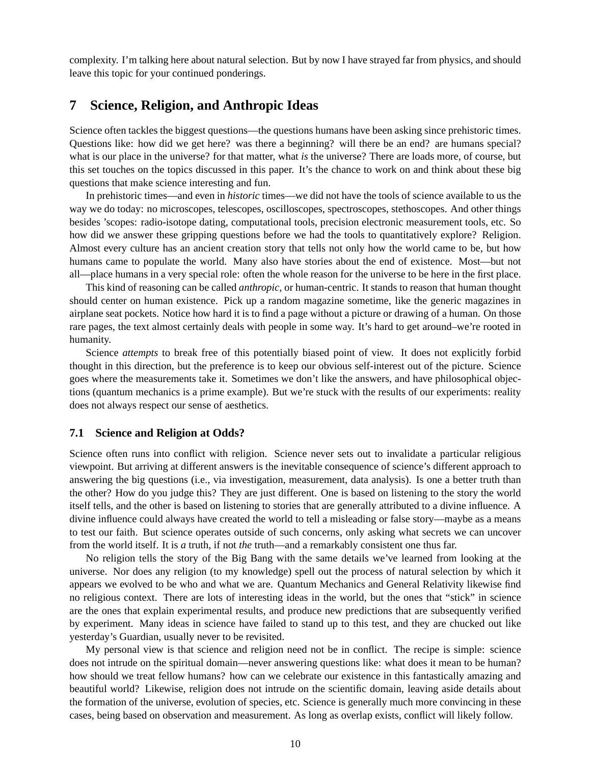complexity. I'm talking here about natural selection. But by now I have strayed far from physics, and should leave this topic for your continued ponderings.

## 7 Science, Religion, and Anthropic Ideas

Science often tackles the biggest questions—the questions humans have been asking since prehistoric times. Questions like: how did we get here? was there a beginning? will there be an end? are humans special? what is our place in the universe? for that matter, what *is* the universe? There are loads more, of course, but this set touches on the topics discussed in this paper. It's the chance to work on and think about these big questions that make science interesting and fun.

In prehistoric times—and even in *historic* times—we did not have the tools of science available to us the way we do today: no microscopes, telescopes, oscilloscopes, spectroscopes, stethoscopes. And other things besides 'scopes: radio-isotope dating, computational tools, precision electronic measurement tools, etc. So how did we answer these gripping questions before we had the tools to quantitatively explore? Religion. Almost every culture has an ancient creation story that tells not only how the world came to be, but how humans came to populate the world. Many also have stories about the end of existence. Most—but not all—place humans in a very special role: often the whole reason for the universe to be here in the first place.

This kind of reasoning can be called *anthropic*, or human-centric. It stands to reason that human thought should center on human existence. Pick up a random magazine sometime, like the generic magazines in airplane seat pockets. Notice how hard it is to find a page without a picture or drawing of a human. On those rare pages, the text almost certainly deals with people in some way. It's hard to get around–we're rooted in humanity.

Science *attempts* to break free of this potentially biased point of view. It does not explicitly forbid thought in this direction, but the preference is to keep our obvious self-interest out of the picture. Science goes where the measurements take it. Sometimes we don't like the answers, and have philosophical objections (quantum mechanics is a prime example). But we're stuck with the results of our experiments: reality does not always respect our sense of aesthetics.

### 7.1 Science and Religion at Odds?

Science often runs into conflict with religion. Science never sets out to invalidate a particular religious viewpoint. But arriving at different answers is the inevitable consequence of science's different approach to answering the big questions (i.e., via investigation, measurement, data analysis). Is one a better truth than the other? How do you judge this? They are just different. One is based on listening to the story the world itself tells, and the other is based on listening to stories that are generally attributed to a divine influence. A divine influence could always have created the world to tell a misleading or false story—maybe as a means to test our faith. But science operates outside of such concerns, only asking what secrets we can uncover from the world itself. It is *a* truth, if not *the* truth—and a remarkably consistent one thus far.

No religion tells the story of the Big Bang with the same details we've learned from looking at the universe. Nor does any religion (to my knowledge) spell out the process of natural selection by which it appears we evolved to be who and what we are. Quantum Mechanics and General Relativity likewise find no religious context. There are lots of interesting ideas in the world, but the ones that "stick" in science are the ones that explain experimental results, and produce new predictions that are subsequently verified by experiment. Many ideas in science have failed to stand up to this test, and they are chucked out like yesterday's Guardian, usually never to be revisited.

My personal view is that science and religion need not be in conflict. The recipe is simple: science does not intrude on the spiritual domain—never answering questions like: what does it mean to be human? how should we treat fellow humans? how can we celebrate our existence in this fantastically amazing and beautiful world? Likewise, religion does not intrude on the scientific domain, leaving aside details about the formation of the universe, evolution of species, etc. Science is generally much more convincing in these cases, being based on observation and measurement. As long as overlap exists, conflict will likely follow.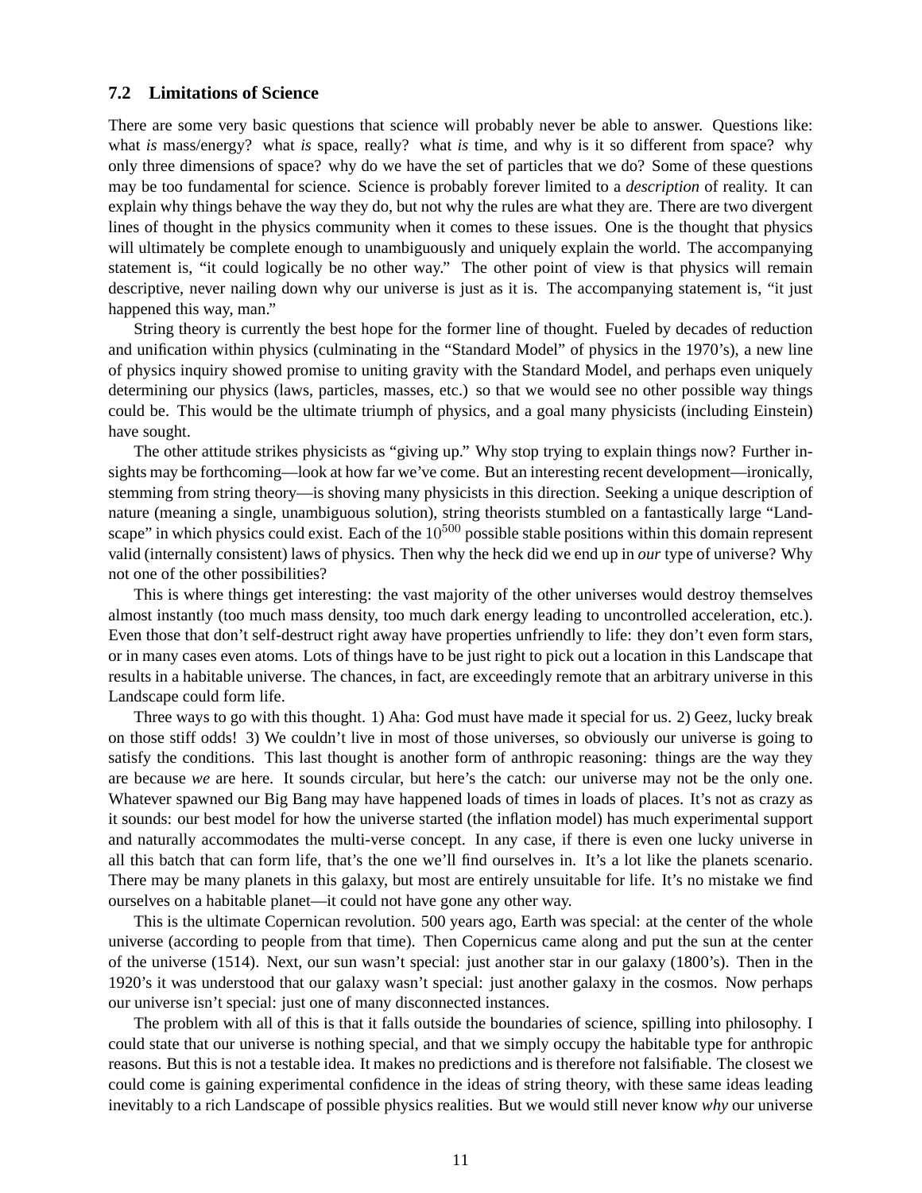### 7.2 Limitations of Science

There are some very basic questions that science will probably never be able to answer. Questions like: what *is* mass/energy? what *is* space, really? what *is* time, and why is it so different from space? why only three dimensions of space? why do we have the set of particles that we do? Some of these questions may be too fundamental for science. Science is probably forever limited to a *description* of reality. It can explain why things behave the way they do, but not why the rules are what they are. There are two divergent lines of thought in the physics community when it comes to these issues. One is the thought that physics will ultimately be complete enough to unambiguously and uniquely explain the world. The accompanying statement is, "it could logically be no other way." The other point of view is that physics will remain descriptive, never nailing down why our universe is just as it is. The accompanying statement is, "it just happened this way, man."

String theory is currently the best hope for the former line of thought. Fueled by decades of reduction and unification within physics (culminating in the "Standard Model" of physics in the 1970's), a new line of physics inquiry showed promise to uniting gravity with the Standard Model, and perhaps even uniquely determining our physics (laws, particles, masses, etc.) so that we would see no other possible way things could be. This would be the ultimate triumph of physics, and a goal many physicists (including Einstein) have sought.

The other attitude strikes physicists as "giving up." Why stop trying to explain things now? Further insights may be forthcoming—look at how far we've come. But an interesting recent development—ironically, stemming from string theory—is shoving many physicists in this direction. Seeking a unique description of nature (meaning a single, unambiguous solution), string theorists stumbled on a fantastically large "Landscape" in which physics could exist. Each of the $10^{500}$ possible stable positions within this domain represent valid (internally consistent) laws of physics. Then why the heck did we end up in *our* type of universe? Why not one of the other possibilities?

This is where things get interesting: the vast majority of the other universes would destroy themselves almost instantly (too much mass density, too much dark energy leading to uncontrolled acceleration, etc.). Even those that don't self-destruct right away have properties unfriendly to life: they don't even form stars, or in many cases even atoms. Lots of things have to be just right to pick out a location in this Landscape that results in a habitable universe. The chances, in fact, are exceedingly remote that an arbitrary universe in this Landscape could form life.

Three ways to go with this thought. 1) Aha: God must have made it special for us. 2) Geez, lucky break on those stiff odds! 3) We couldn't live in most of those universes, so obviously our universe is going to satisfy the conditions. This last thought is another form of anthropic reasoning: things are the way they are because *we* are here. It sounds circular, but here's the catch: our universe may not be the only one. Whatever spawned our Big Bang may have happened loads of times in loads of places. It's not as crazy as it sounds: our best model for how the universe started (the inflation model) has much experimental support and naturally accommodates the multi-verse concept. In any case, if there is even one lucky universe in all this batch that can form life, that's the one we'll find ourselves in. It's a lot like the planets scenario. There may be many planets in this galaxy, but most are entirely unsuitable for life. It's no mistake we find ourselves on a habitable planet—it could not have gone any other way.

This is the ultimate Copernican revolution. 500 years ago, Earth was special: at the center of the whole universe (according to people from that time). Then Copernicus came along and put the sun at the center of the universe (1514). Next, our sun wasn't special: just another star in our galaxy (1800's). Then in the 1920's it was understood that our galaxy wasn't special: just another galaxy in the cosmos. Now perhaps our universe isn't special: just one of many disconnected instances.

The problem with all of this is that it falls outside the boundaries of science, spilling into philosophy. I could state that our universe is nothing special, and that we simply occupy the habitable type for anthropic reasons. But this is not a testable idea. It makes no predictions and is therefore not falsifiable. The closest we could come is gaining experimental confidence in the ideas of string theory, with these same ideas leading inevitably to a rich Landscape of possible physics realities. But we would still never know *why* our universe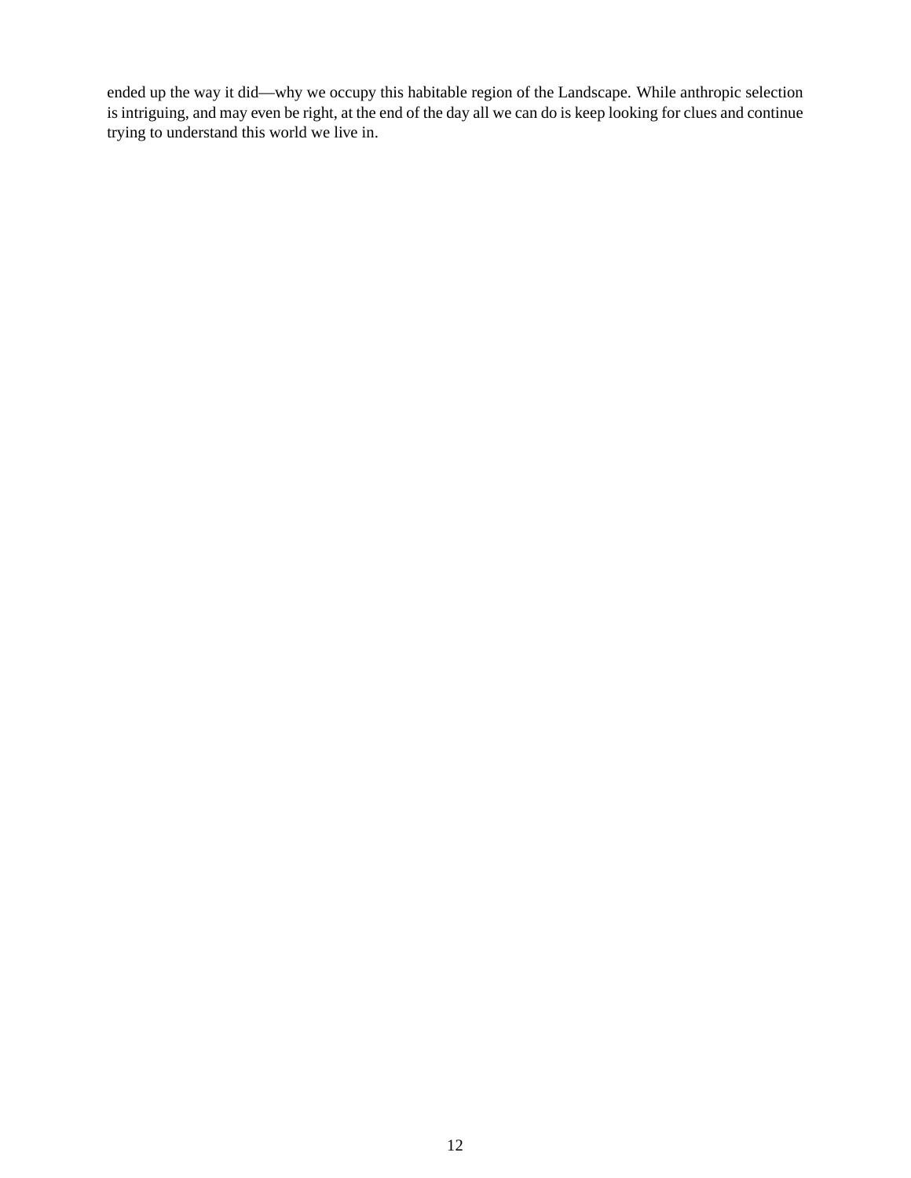ended up the way it did—why we occupy this habitable region of the Landscape. While anthropic selection is intriguing, and may even be right, at the end of the day all we can do is keep looking for clues and continue trying to understand this world we live in.